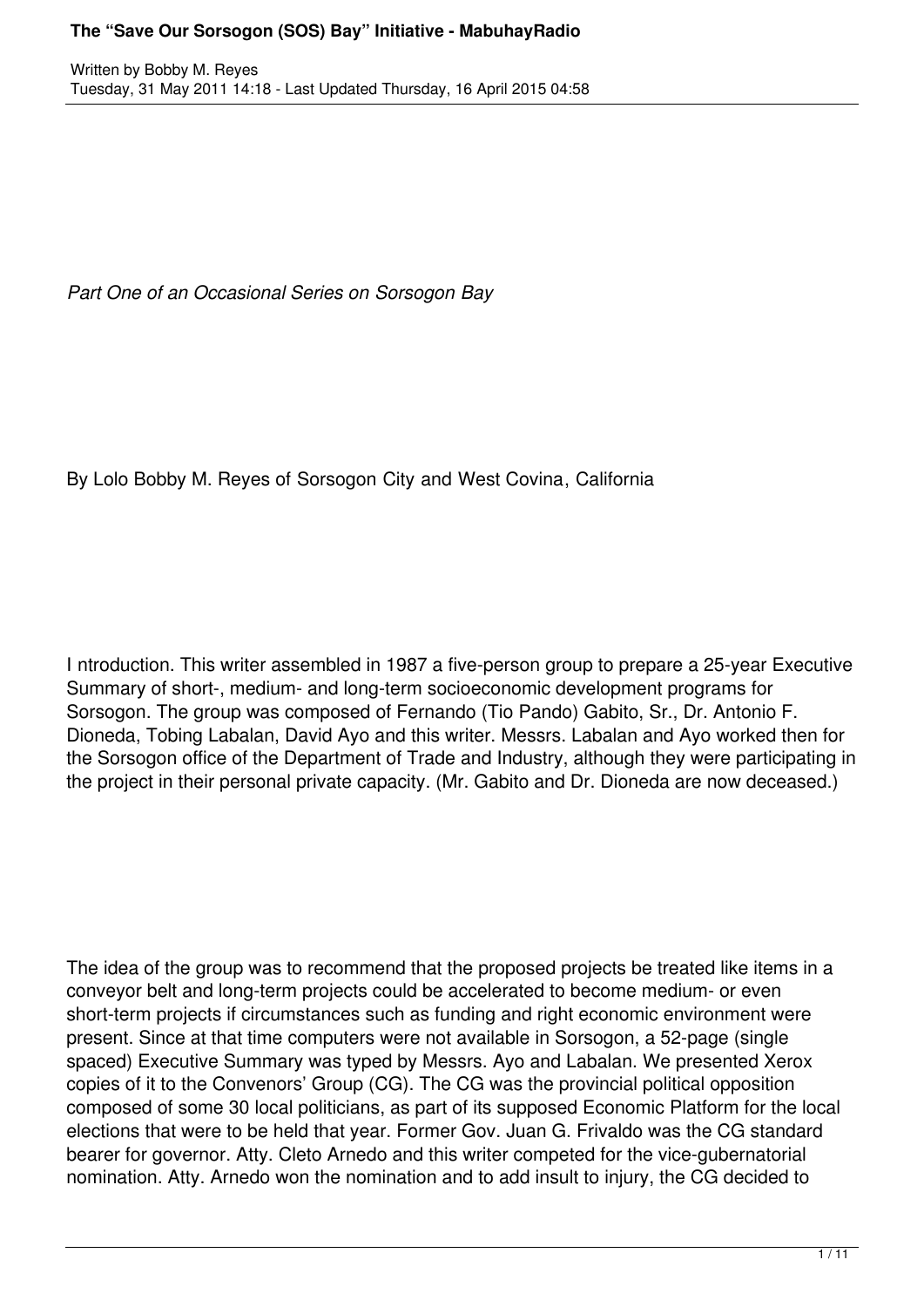*Part One of an Occasional Series on Sorsogon Bay*

By Lolo Bobby M. Reyes of Sorsogon City and West Covina, California

I ntroduction. This writer assembled in 1987 a five-person group to prepare a 25-year Executive Summary of short-, medium- and long-term socioeconomic development programs for Sorsogon. The group was composed of Fernando (Tio Pando) Gabito, Sr., Dr. Antonio F. Dioneda, Tobing Labalan, David Ayo and this writer. Messrs. Labalan and Ayo worked then for the Sorsogon office of the Department of Trade and Industry, although they were participating in the project in their personal private capacity. (Mr. Gabito and Dr. Dioneda are now deceased.)

The idea of the group was to recommend that the proposed projects be treated like items in a conveyor belt and long-term projects could be accelerated to become medium- or even short-term projects if circumstances such as funding and right economic environment were present. Since at that time computers were not available in Sorsogon, a 52-page (single spaced) Executive Summary was typed by Messrs. Ayo and Labalan. We presented Xerox copies of it to the Convenors' Group (CG). The CG was the provincial political opposition composed of some 30 local politicians, as part of its supposed Economic Platform for the local elections that were to be held that year. Former Gov. Juan G. Frivaldo was the CG standard bearer for governor. Atty. Cleto Arnedo and this writer competed for the vice-gubernatorial nomination. Atty. Arnedo won the nomination and to add insult to injury, the CG decided to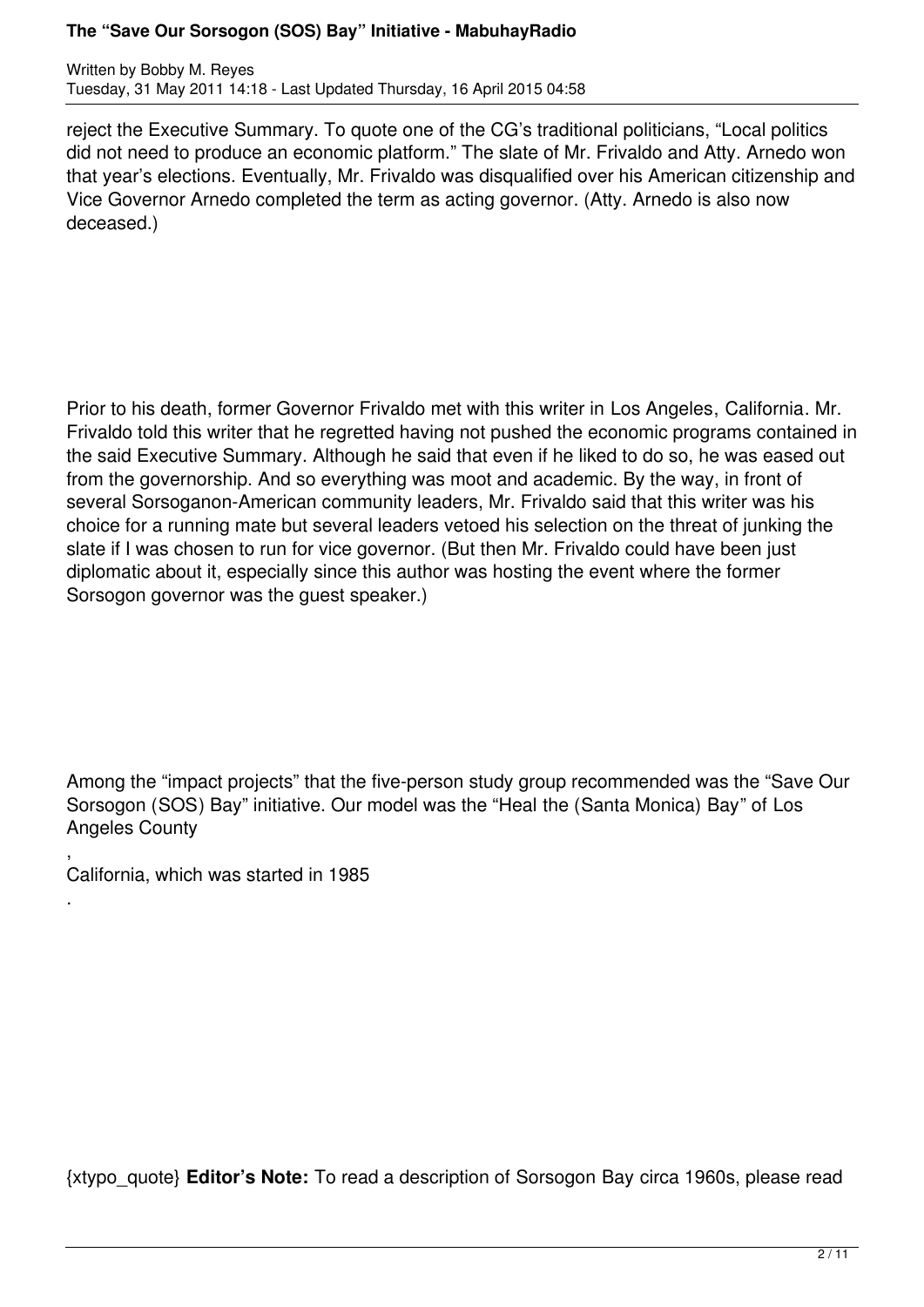reject the Executive Summary. To quote one of the CG's traditional politicians, "Local politics did not need to produce an economic platform." The slate of Mr. Frivaldo and Atty. Arnedo won that year's elections. Eventually, Mr. Frivaldo was disqualified over his American citizenship and Vice Governor Arnedo completed the term as acting governor. (Atty. Arnedo is also now deceased.)

Prior to his death, former Governor Frivaldo met with this writer in Los Angeles, California. Mr. Frivaldo told this writer that he regretted having not pushed the economic programs contained in the said Executive Summary. Although he said that even if he liked to do so, he was eased out from the governorship. And so everything was moot and academic. By the way, in front of several Sorsoganon-American community leaders, Mr. Frivaldo said that this writer was his choice for a running mate but several leaders vetoed his selection on the threat of junking the slate if I was chosen to run for vice governor. (But then Mr. Frivaldo could have been just diplomatic about it, especially since this author was hosting the event where the former Sorsogon governor was the guest speaker.)

Among the "impact projects" that the five-person study group recommended was the "Save Our Sorsogon (SOS) Bay" initiative. Our model was the "Heal the (Santa Monica) Bay" of Los Angeles County, California, which was started in 1985.

{xtypo_quote} **Editor's Note:** To read a description of Sorsogon Bay circa 1960s, please read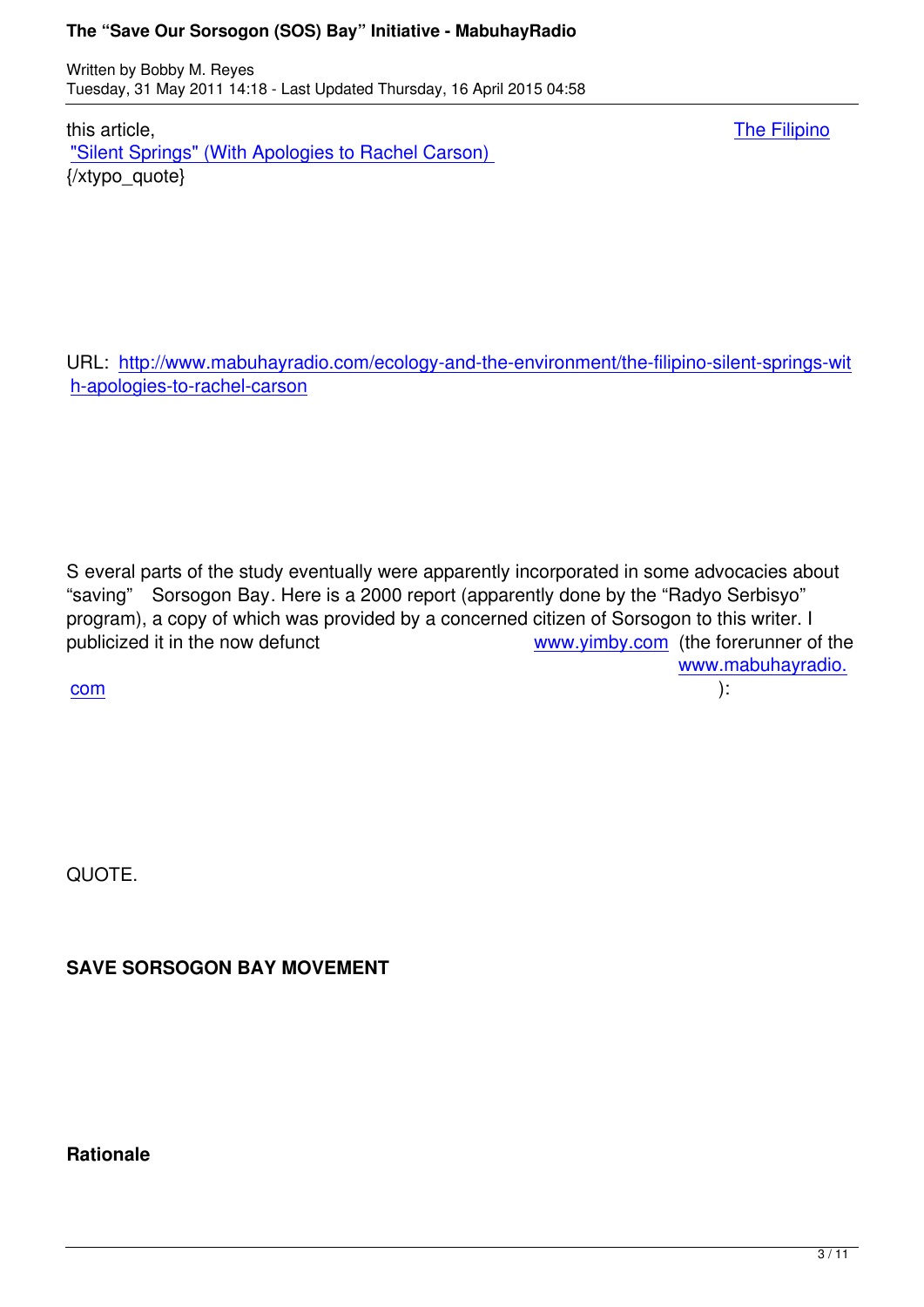this article, The Filipino "Silent Springs" (With Apologies to Rachel Carson)
{/xtypo_quote}

URL: http://www.mabuhayradio.com/ecology-and-the-environment/the-filipino-silent-springs-with-apologies-to-rachel-carson

S everal parts of the study eventually were apparently incorporated in some advocacies about "saving" Sorsogon Bay. Here is a 2000 report (apparently done by the "Radyo Serbisyo" program), a copy of which was provided by a concerned citizen of Sorsogon to this writer. I publicized it in the now defunct www.yimby.com (the forerunner of the www.mabuhayradio.com):

QUOTE.

**SAVE SORSOGON BAY MOVEMENT**

**Rationale**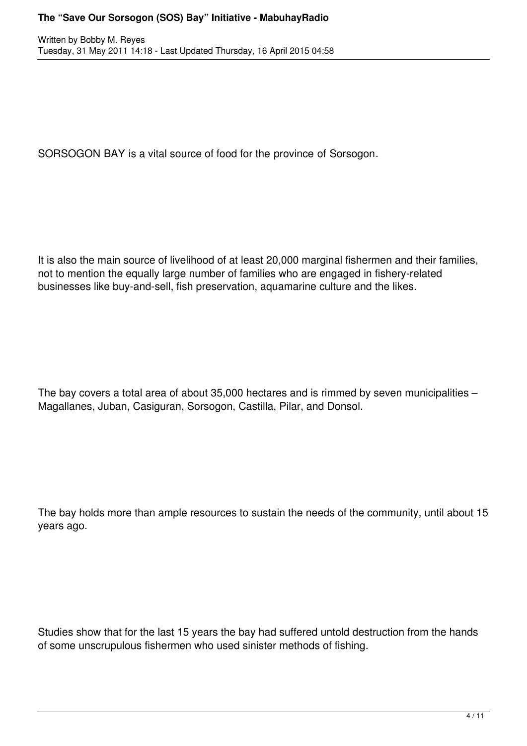SORSOGON BAY is a vital source of food for the province of Sorsogon.

It is also the main source of livelihood of at least 20,000 marginal fishermen and their families, not to mention the equally large number of families who are engaged in fishery-related businesses like buy-and-sell, fish preservation, aquamarine culture and the likes.

The bay covers a total area of about 35,000 hectares and is rimmed by seven municipalities – Magallanes, Juban, Casiguran, Sorsogon, Castilla, Pilar, and Donsol.

The bay holds more than ample resources to sustain the needs of the community, until about 15 years ago.

Studies show that for the last 15 years the bay had suffered untold destruction from the hands of some unscrupulous fishermen who used sinister methods of fishing.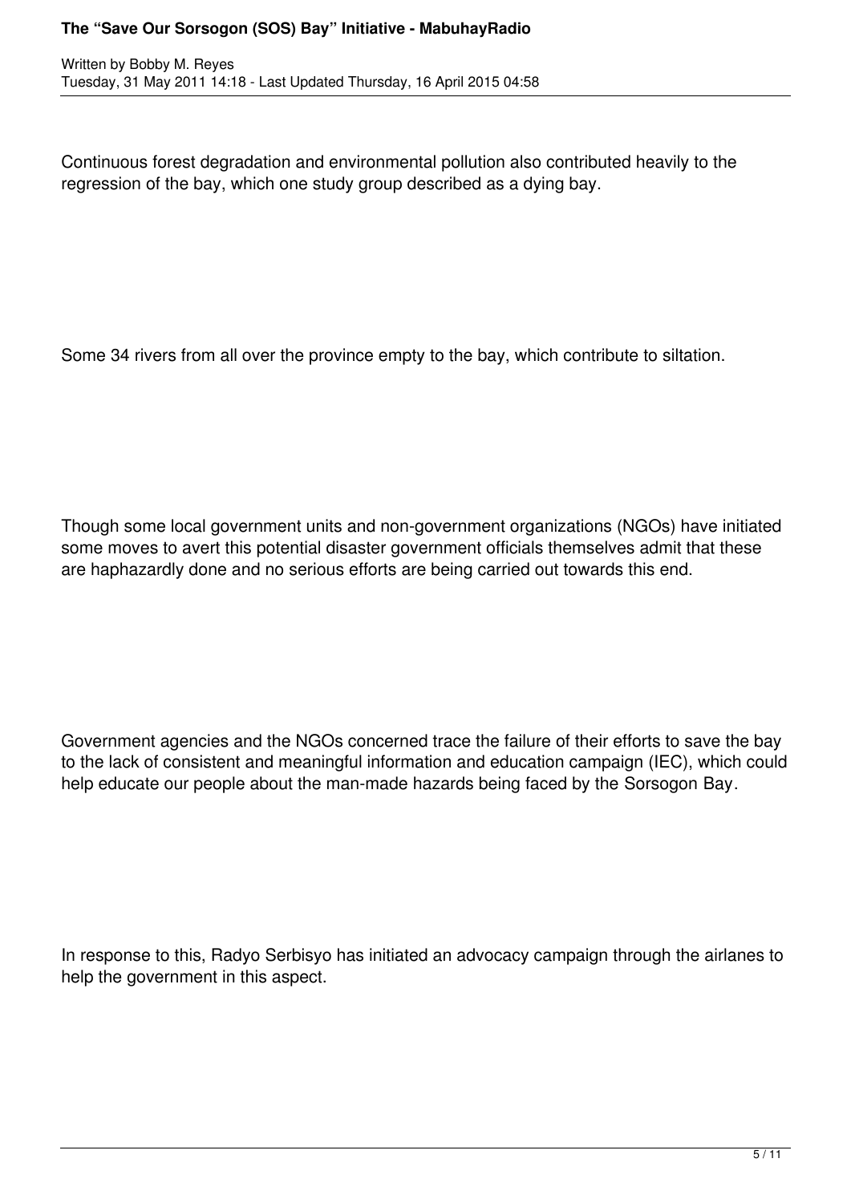Continuous forest degradation and environmental pollution also contributed heavily to the regression of the bay, which one study group described as a dying bay.

Some 34 rivers from all over the province empty to the bay, which contribute to siltation.

Though some local government units and non-government organizations (NGOs) have initiated some moves to avert this potential disaster government officials themselves admit that these are haphazardly done and no serious efforts are being carried out towards this end.

Government agencies and the NGOs concerned trace the failure of their efforts to save the bay to the lack of consistent and meaningful information and education campaign (IEC), which could help educate our people about the man-made hazards being faced by the Sorsogon Bay.

In response to this, Radyo Serbisyo has initiated an advocacy campaign through the airlanes to help the government in this aspect.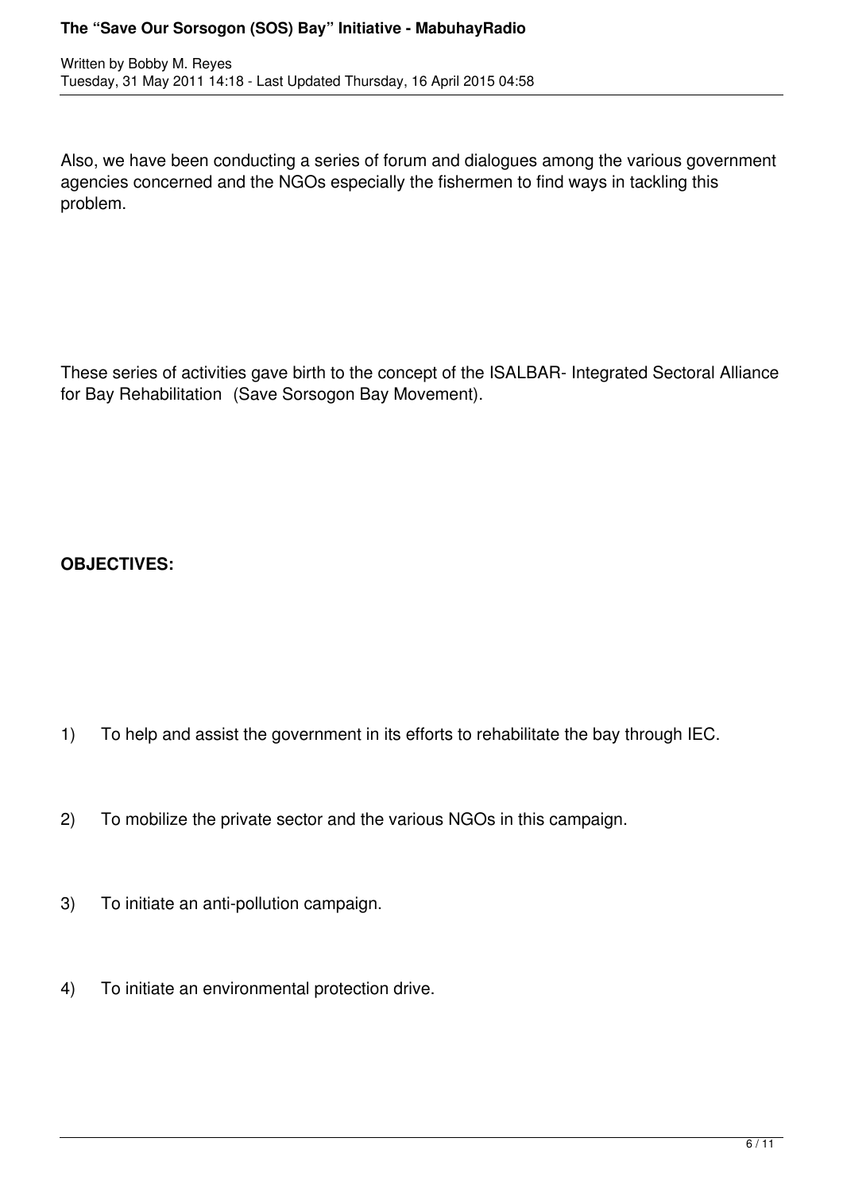Also, we have been conducting a series of forum and dialogues among the various government agencies concerned and the NGOs especially the fishermen to find ways in tackling this problem.

These series of activities gave birth to the concept of the ISALBAR- Integrated Sectoral Alliance for Bay Rehabilitation (Save Sorsogon Bay Movement).

**OBJECTIVES:**

1) To help and assist the government in its efforts to rehabilitate the bay through IEC.

2) To mobilize the private sector and the various NGOs in this campaign.

3) To initiate an anti-pollution campaign.

4) To initiate an environmental protection drive.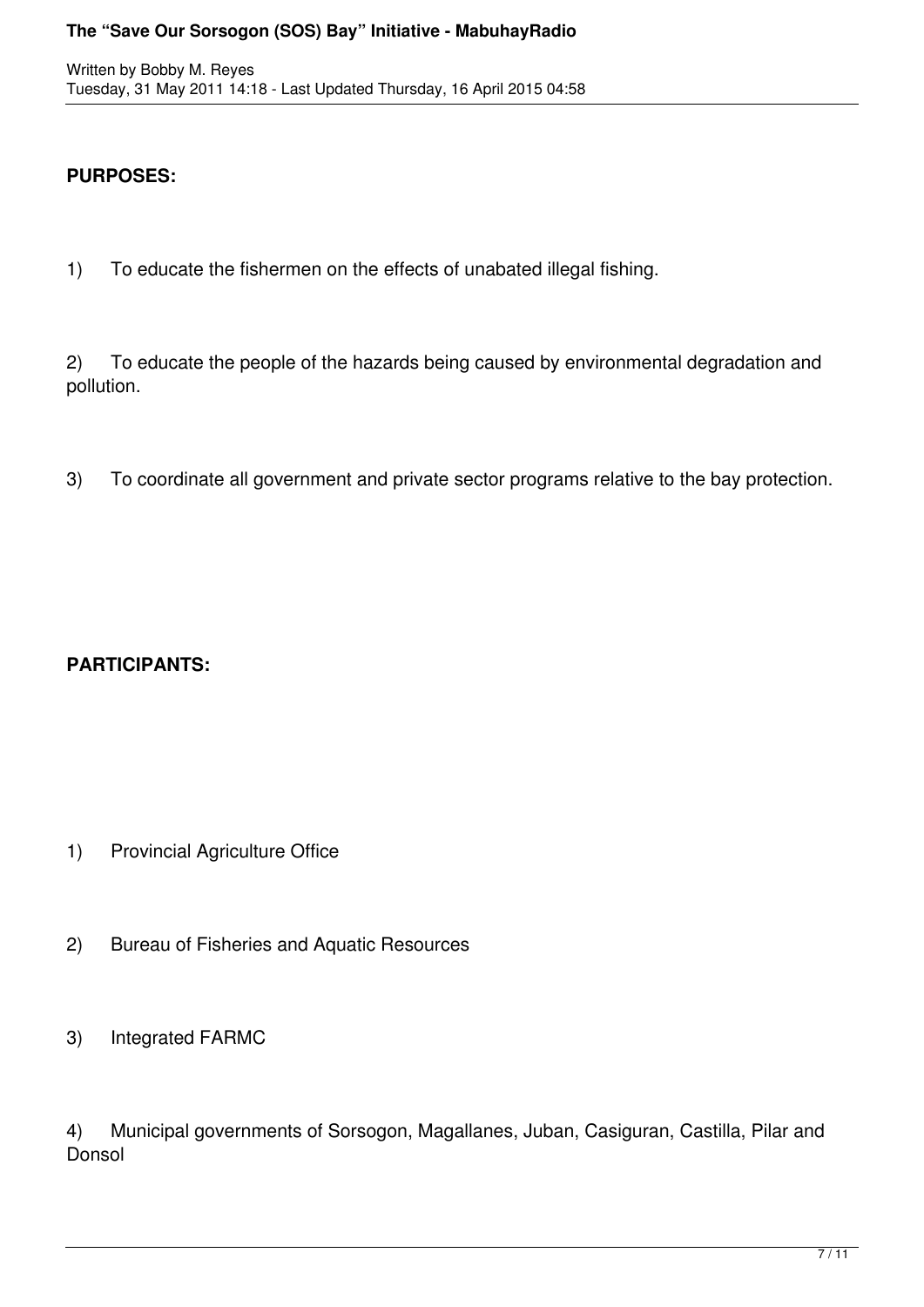**PURPOSES:**

1) To educate the fishermen on the effects of unabated illegal fishing.

2) To educate the people of the hazards being caused by environmental degradation and pollution.

3) To coordinate all government and private sector programs relative to the bay protection.

**PARTICIPANTS:**

1) Provincial Agriculture Office

2) Bureau of Fisheries and Aquatic Resources

3) Integrated FARMC

4) Municipal governments of Sorsogon, Magallanes, Juban, Casiguran, Castilla, Pilar and Donsol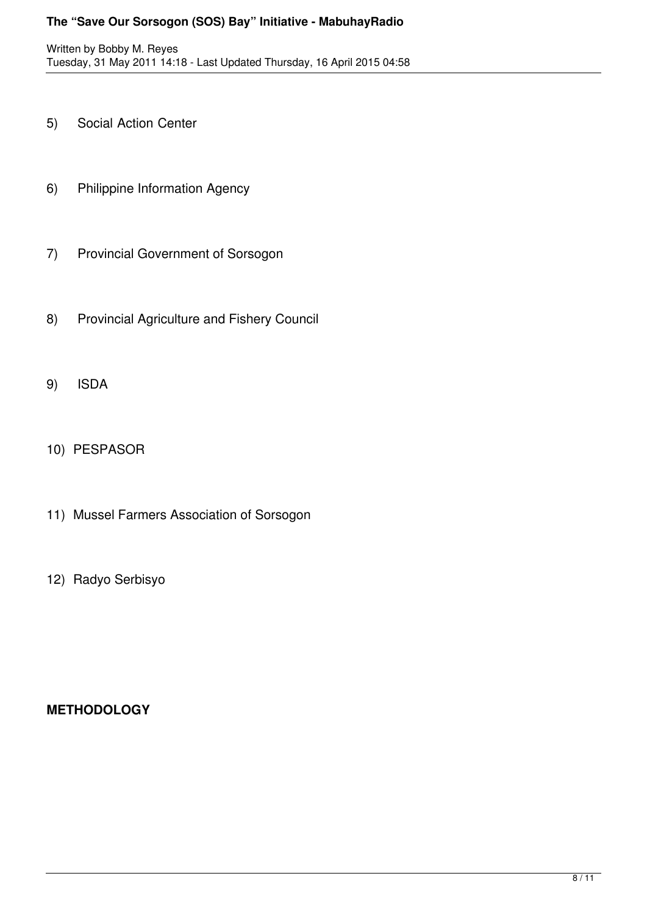5) Social Action Center

6) Philippine Information Agency

7) Provincial Government of Sorsogon

8) Provincial Agriculture and Fishery Council

9) ISDA

10) PESPASOR

11) Mussel Farmers Association of Sorsogon

12) Radyo Serbisyo

**METHODOLOGY**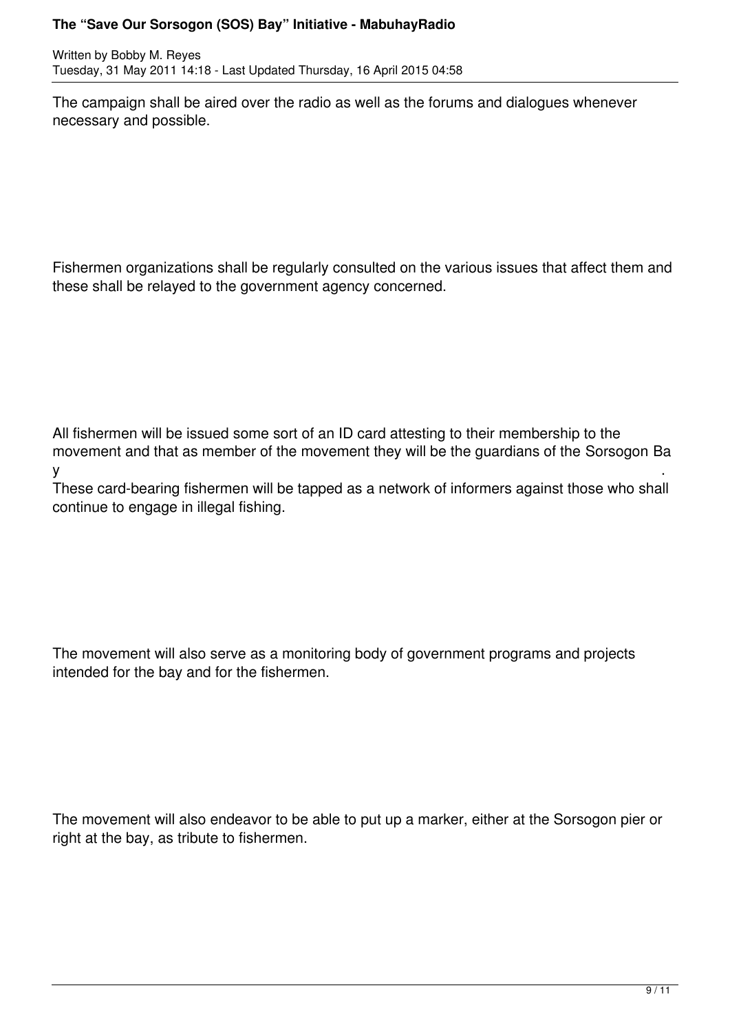The campaign shall be aired over the radio as well as the forums and dialogues whenever necessary and possible.

Fishermen organizations shall be regularly consulted on the various issues that affect them and these shall be relayed to the government agency concerned.

All fishermen will be issued some sort of an ID card attesting to their membership to the movement and that as member of the movement they will be the guardians of the Sorsogon Bay.

These card-bearing fishermen will be tapped as a network of informers against those who shall continue to engage in illegal fishing.

The movement will also serve as a monitoring body of government programs and projects intended for the bay and for the fishermen.

The movement will also endeavor to be able to put up a marker, either at the Sorsogon pier or right at the bay, as tribute to fishermen.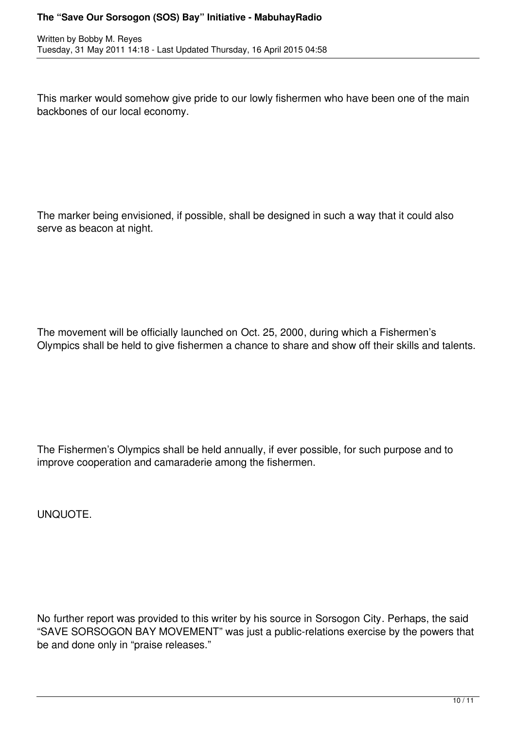This marker would somehow give pride to our lowly fishermen who have been one of the main backbones of our local economy.

The marker being envisioned, if possible, shall be designed in such a way that it could also serve as beacon at night.

The movement will be officially launched on Oct. 25, 2000, during which a Fishermen's Olympics shall be held to give fishermen a chance to share and show off their skills and talents.

The Fishermen's Olympics shall be held annually, if ever possible, for such purpose and to improve cooperation and camaraderie among the fishermen.

UNQUOTE.

No further report was provided to this writer by his source in Sorsogon City. Perhaps, the said "SAVE SORSOGON BAY MOVEMENT" was just a public-relations exercise by the powers that be and done only in "praise releases."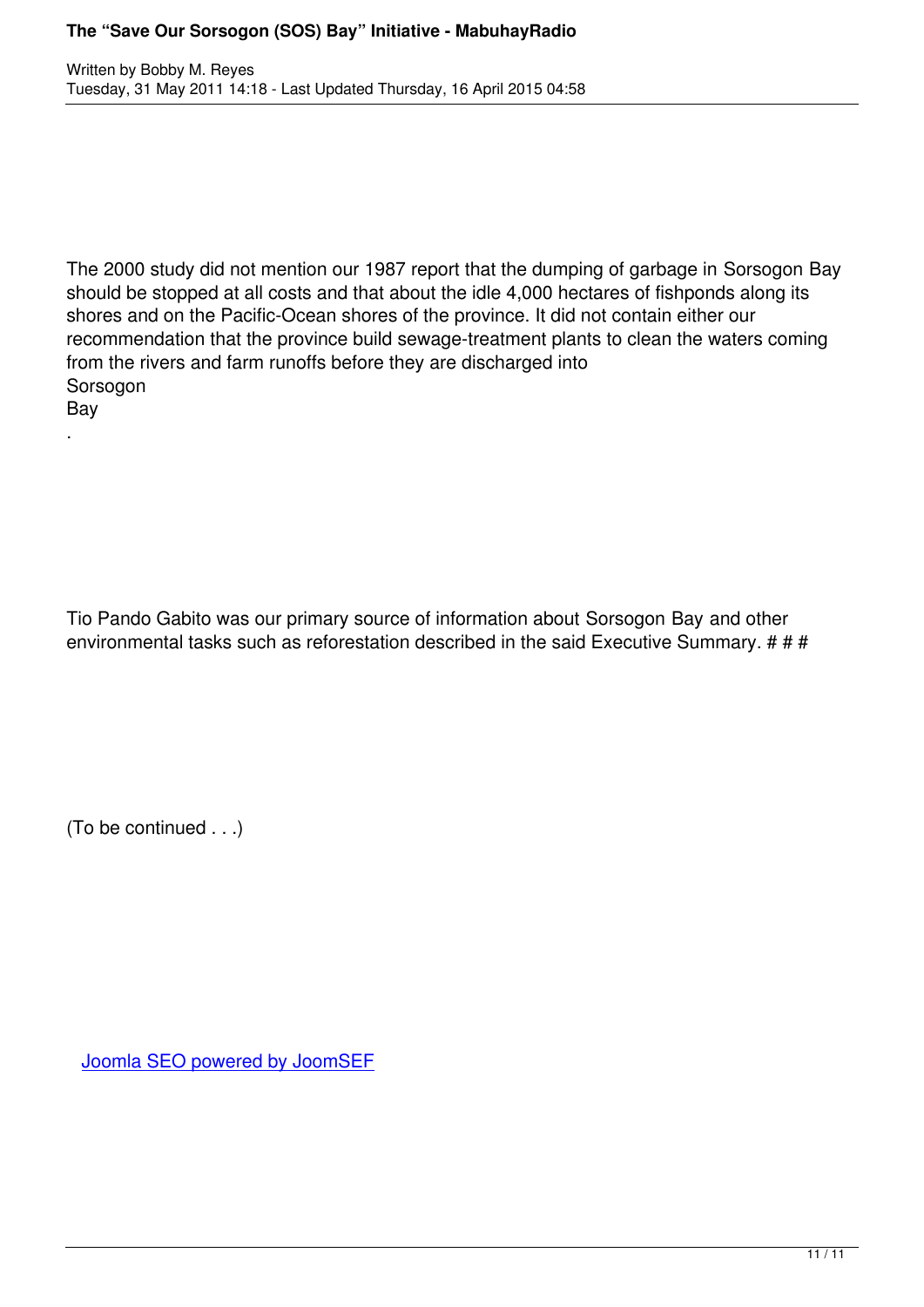The 2000 study did not mention our 1987 report that the dumping of garbage in Sorsogon Bay should be stopped at all costs and that about the idle 4,000 hectares of fishponds along its shores and on the Pacific-Ocean shores of the province. It did not contain either our recommendation that the province build sewage-treatment plants to clean the waters coming from the rivers and farm runoffs before they are discharged into Sorsogon Bay.

Tio Pando Gabito was our primary source of information about Sorsogon Bay and other environmental tasks such as reforestation described in the said Executive Summary. # # #

(To be continued . . .)

Joomla SEO powered by JoomSEF